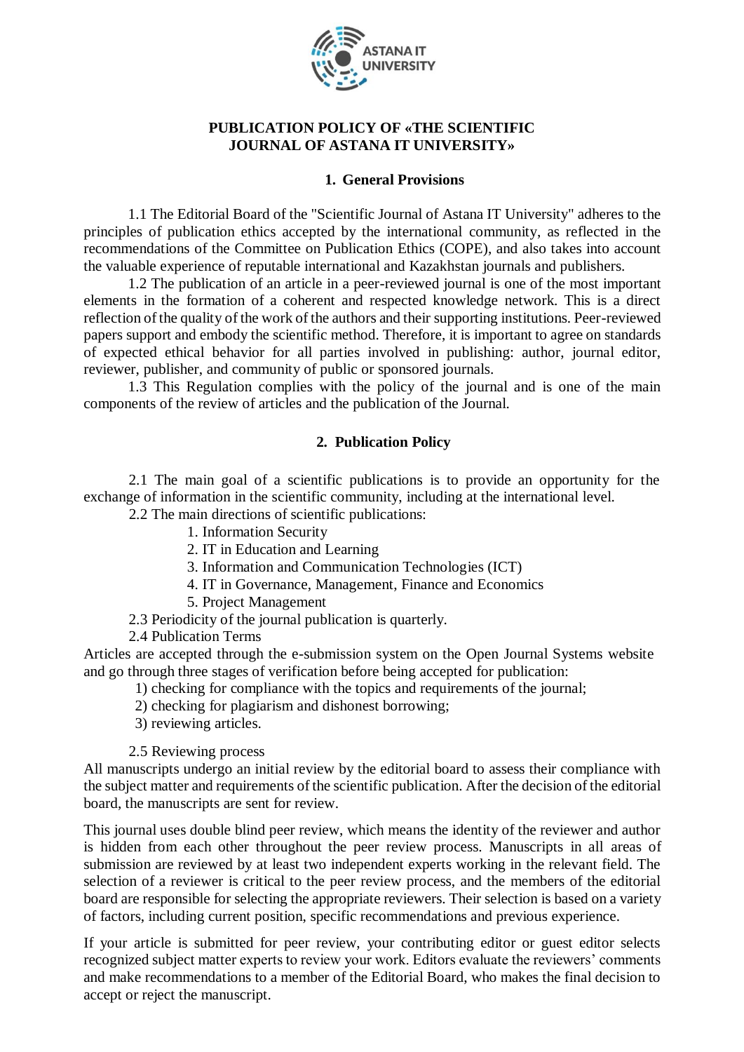# PUBLICATION POLICY OF «THE SCIENTIFIC JOURNAL OF ASTANA IT UNIVERSITY»

## 1. General Provisions

1.1 The Editorial Board of the "Scientific Journal of Astana IT University" adheres to the principles of publication ethics accepted by the international community, as reflected in the recommendations of the Committee on Publication Ethics (COPE), and also takes into account the valuable experience of reputable international and Kazakhstan journals and publishers.

1.2 The publication of an article in a peer-reviewed journal is one of the most important elements in the formation of a coherent and respected knowledge network. This is a direct reflection of the quality of the work of the authors and their supporting institutions. Peer-reviewed papers support and embody the scientific method. Therefore, it is important to agree on standards of expected ethical behavior for all parties involved in publishing: author, journal editor, reviewer, publisher, and community of public or sponsored journals.

1.3 This Regulation complies with the policy of the journal and is one of the main components of the review of articles and the publication of the Journal.

## 2. Publication Policy

2.1 The main goal of a scientific publications is to provide an opportunity for the exchange of information in the scientific community, including at the international level.

2.2 The main directions of scientific publications:

1. Information Security
2. IT in Education and Learning
3. Information and Communication Technologies (ICT)
4. IT in Governance, Management, Finance and Economics
5. Project Management

2.3 Periodicity of the journal publication is quarterly.

2.4 Publication Terms

Articles are accepted through the e-submission system on the Open Journal Systems website and go through three stages of verification before being accepted for publication:

1) checking for compliance with the topics and requirements of the journal;
2) checking for plagiarism and dishonest borrowing;
3) reviewing articles.

2.5 Reviewing process

All manuscripts undergo an initial review by the editorial board to assess their compliance with the subject matter and requirements of the scientific publication. After the decision of the editorial board, the manuscripts are sent for review.

This journal uses double blind peer review, which means the identity of the reviewer and author is hidden from each other throughout the peer review process. Manuscripts in all areas of submission are reviewed by at least two independent experts working in the relevant field. The selection of a reviewer is critical to the peer review process, and the members of the editorial board are responsible for selecting the appropriate reviewers. Their selection is based on a variety of factors, including current position, specific recommendations and previous experience.

If your article is submitted for peer review, your contributing editor or guest editor selects recognized subject matter experts to review your work. Editors evaluate the reviewers' comments and make recommendations to a member of the Editorial Board, who makes the final decision to accept or reject the manuscript.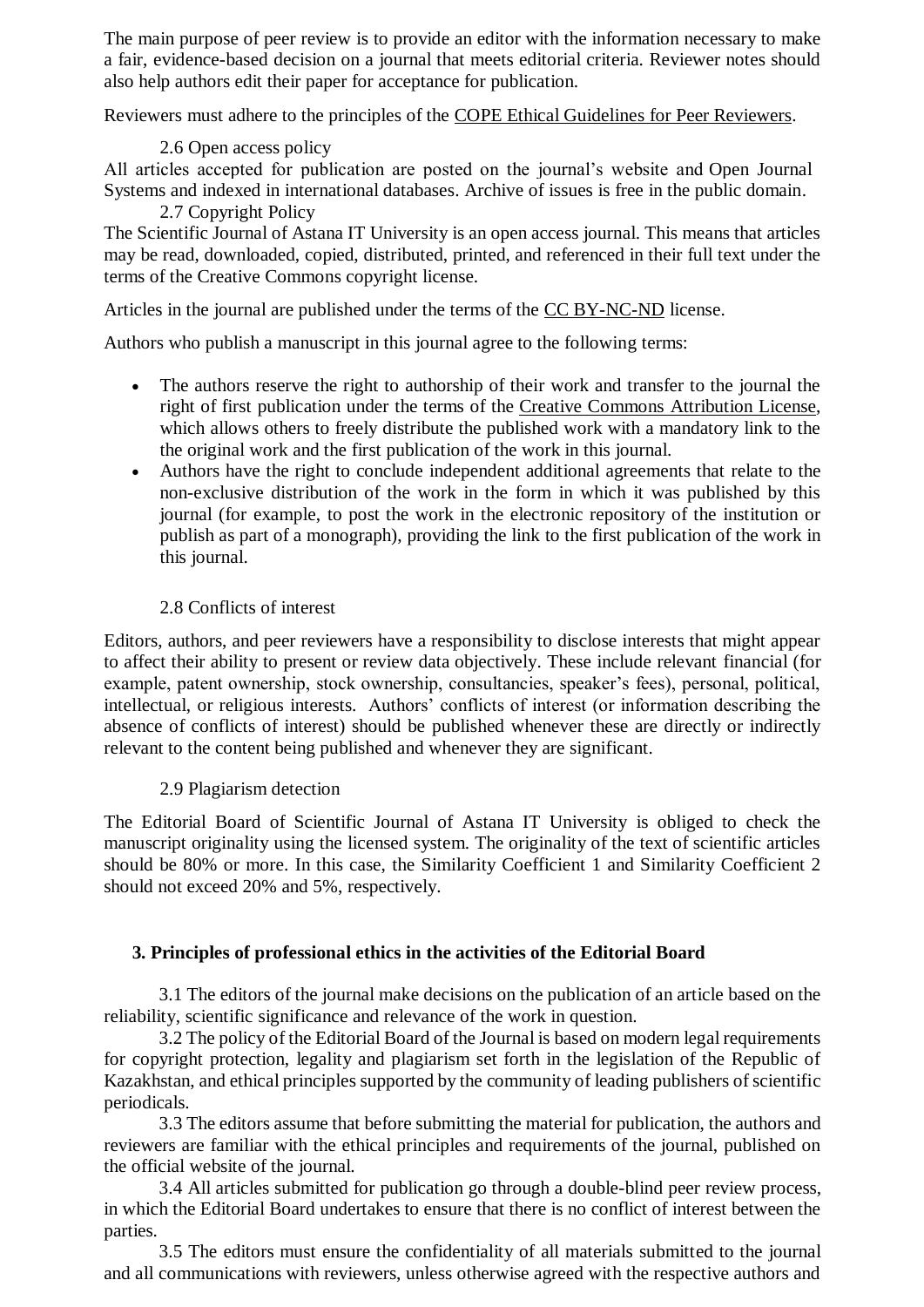The main purpose of peer review is to provide an editor with the information necessary to make a fair, evidence-based decision on a journal that meets editorial criteria. Reviewer notes should also help authors edit their paper for acceptance for publication.

Reviewers must adhere to the principles of the COPE Ethical Guidelines for Peer Reviewers.

### 2.6 Open access policy

All articles accepted for publication are posted on the journal's website and Open Journal Systems and indexed in international databases. Archive of issues is free in the public domain.

### 2.7 Copyright Policy

The Scientific Journal of Astana IT University is an open access journal. This means that articles may be read, downloaded, copied, distributed, printed, and referenced in their full text under the terms of the Creative Commons copyright license.

Articles in the journal are published under the terms of the CC BY-NC-ND license.

Authors who publish a manuscript in this journal agree to the following terms:

- The authors reserve the right to authorship of their work and transfer to the journal the right of first publication under the terms of the Creative Commons Attribution License, which allows others to freely distribute the published work with a mandatory link to the the original work and the first publication of the work in this journal.
- Authors have the right to conclude independent additional agreements that relate to the non-exclusive distribution of the work in the form in which it was published by this journal (for example, to post the work in the electronic repository of the institution or publish as part of a monograph), providing the link to the first publication of the work in this journal.

### 2.8 Conflicts of interest

Editors, authors, and peer reviewers have a responsibility to disclose interests that might appear to affect their ability to present or review data objectively. These include relevant financial (for example, patent ownership, stock ownership, consultancies, speaker's fees), personal, political, intellectual, or religious interests. Authors' conflicts of interest (or information describing the absence of conflicts of interest) should be published whenever these are directly or indirectly relevant to the content being published and whenever they are significant.

### 2.9 Plagiarism detection

The Editorial Board of Scientific Journal of Astana IT University is obliged to check the manuscript originality using the licensed system. The originality of the text of scientific articles should be 80% or more. In this case, the Similarity Coefficient 1 and Similarity Coefficient 2 should not exceed 20% and 5%, respectively.

## 3. Principles of professional ethics in the activities of the Editorial Board

3.1 The editors of the journal make decisions on the publication of an article based on the reliability, scientific significance and relevance of the work in question.

3.2 The policy of the Editorial Board of the Journal is based on modern legal requirements for copyright protection, legality and plagiarism set forth in the legislation of the Republic of Kazakhstan, and ethical principles supported by the community of leading publishers of scientific periodicals.

3.3 The editors assume that before submitting the material for publication, the authors and reviewers are familiar with the ethical principles and requirements of the journal, published on the official website of the journal.

3.4 All articles submitted for publication go through a double-blind peer review process, in which the Editorial Board undertakes to ensure that there is no conflict of interest between the parties.

3.5 The editors must ensure the confidentiality of all materials submitted to the journal and all communications with reviewers, unless otherwise agreed with the respective authors and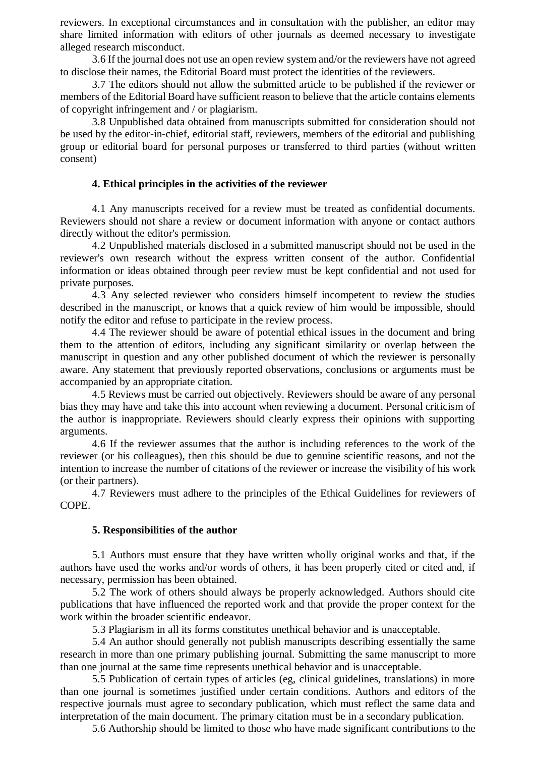reviewers. In exceptional circumstances and in consultation with the publisher, an editor may share limited information with editors of other journals as deemed necessary to investigate alleged research misconduct.

3.6 If the journal does not use an open review system and/or the reviewers have not agreed to disclose their names, the Editorial Board must protect the identities of the reviewers.

3.7 The editors should not allow the submitted article to be published if the reviewer or members of the Editorial Board have sufficient reason to believe that the article contains elements of copyright infringement and / or plagiarism.

3.8 Unpublished data obtained from manuscripts submitted for consideration should not be used by the editor-in-chief, editorial staff, reviewers, members of the editorial and publishing group or editorial board for personal purposes or transferred to third parties (without written consent)

**4. Ethical principles in the activities of the reviewer**

4.1 Any manuscripts received for a review must be treated as confidential documents. Reviewers should not share a review or document information with anyone or contact authors directly without the editor's permission.

4.2 Unpublished materials disclosed in a submitted manuscript should not be used in the reviewer's own research without the express written consent of the author. Confidential information or ideas obtained through peer review must be kept confidential and not used for private purposes.

4.3 Any selected reviewer who considers himself incompetent to review the studies described in the manuscript, or knows that a quick review of him would be impossible, should notify the editor and refuse to participate in the review process.

4.4 The reviewer should be aware of potential ethical issues in the document and bring them to the attention of editors, including any significant similarity or overlap between the manuscript in question and any other published document of which the reviewer is personally aware. Any statement that previously reported observations, conclusions or arguments must be accompanied by an appropriate citation.

4.5 Reviews must be carried out objectively. Reviewers should be aware of any personal bias they may have and take this into account when reviewing a document. Personal criticism of the author is inappropriate. Reviewers should clearly express their opinions with supporting arguments.

4.6 If the reviewer assumes that the author is including references to the work of the reviewer (or his colleagues), then this should be due to genuine scientific reasons, and not the intention to increase the number of citations of the reviewer or increase the visibility of his work (or their partners).

4.7 Reviewers must adhere to the principles of the Ethical Guidelines for reviewers of COPE.

**5. Responsibilities of the author**

5.1 Authors must ensure that they have written wholly original works and that, if the authors have used the works and/or words of others, it has been properly cited or cited and, if necessary, permission has been obtained.

5.2 The work of others should always be properly acknowledged. Authors should cite publications that have influenced the reported work and that provide the proper context for the work within the broader scientific endeavor.

5.3 Plagiarism in all its forms constitutes unethical behavior and is unacceptable.

5.4 An author should generally not publish manuscripts describing essentially the same research in more than one primary publishing journal. Submitting the same manuscript to more than one journal at the same time represents unethical behavior and is unacceptable.

5.5 Publication of certain types of articles (eg, clinical guidelines, translations) in more than one journal is sometimes justified under certain conditions. Authors and editors of the respective journals must agree to secondary publication, which must reflect the same data and interpretation of the main document. The primary citation must be in a secondary publication.

5.6 Authorship should be limited to those who have made significant contributions to the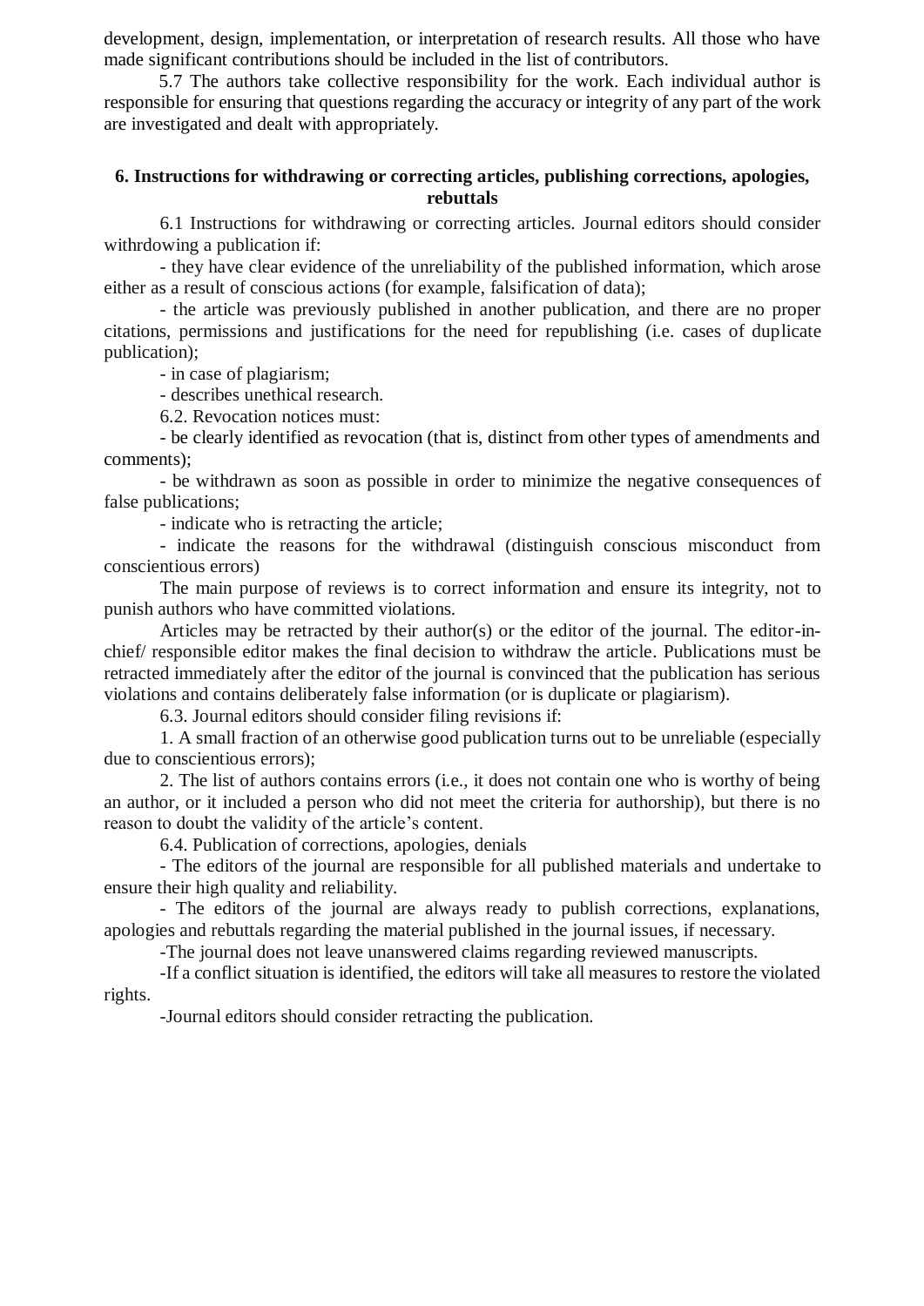development, design, implementation, or interpretation of research results. All those who have made significant contributions should be included in the list of contributors.

5.7 The authors take collective responsibility for the work. Each individual author is responsible for ensuring that questions regarding the accuracy or integrity of any part of the work are investigated and dealt with appropriately.

## 6. Instructions for withdrawing or correcting articles, publishing corrections, apologies, rebuttals

6.1 Instructions for withdrawing or correcting articles. Journal editors should consider withrdowing a publication if:

- they have clear evidence of the unreliability of the published information, which arose either as a result of conscious actions (for example, falsification of data);
- the article was previously published in another publication, and there are no proper citations, permissions and justifications for the need for republishing (i.e. cases of duplicate publication);
- in case of plagiarism;
- describes unethical research.

6.2. Revocation notices must:

- be clearly identified as revocation (that is, distinct from other types of amendments and comments);
- be withdrawn as soon as possible in order to minimize the negative consequences of false publications;
- indicate who is retracting the article;
- indicate the reasons for the withdrawal (distinguish conscious misconduct from conscientious errors)

The main purpose of reviews is to correct information and ensure its integrity, not to punish authors who have committed violations.

Articles may be retracted by their author(s) or the editor of the journal. The editor-in-chief/ responsible editor makes the final decision to withdraw the article. Publications must be retracted immediately after the editor of the journal is convinced that the publication has serious violations and contains deliberately false information (or is duplicate or plagiarism).

6.3. Journal editors should consider filing revisions if:

1. A small fraction of an otherwise good publication turns out to be unreliable (especially due to conscientious errors);
2. The list of authors contains errors (i.e., it does not contain one who is worthy of being an author, or it included a person who did not meet the criteria for authorship), but there is no reason to doubt the validity of the article's content.

6.4. Publication of corrections, apologies, denials

- The editors of the journal are responsible for all published materials and undertake to ensure their high quality and reliability.
- The editors of the journal are always ready to publish corrections, explanations, apologies and rebuttals regarding the material published in the journal issues, if necessary.
- The journal does not leave unanswered claims regarding reviewed manuscripts.
- If a conflict situation is identified, the editors will take all measures to restore the violated rights.
- Journal editors should consider retracting the publication.